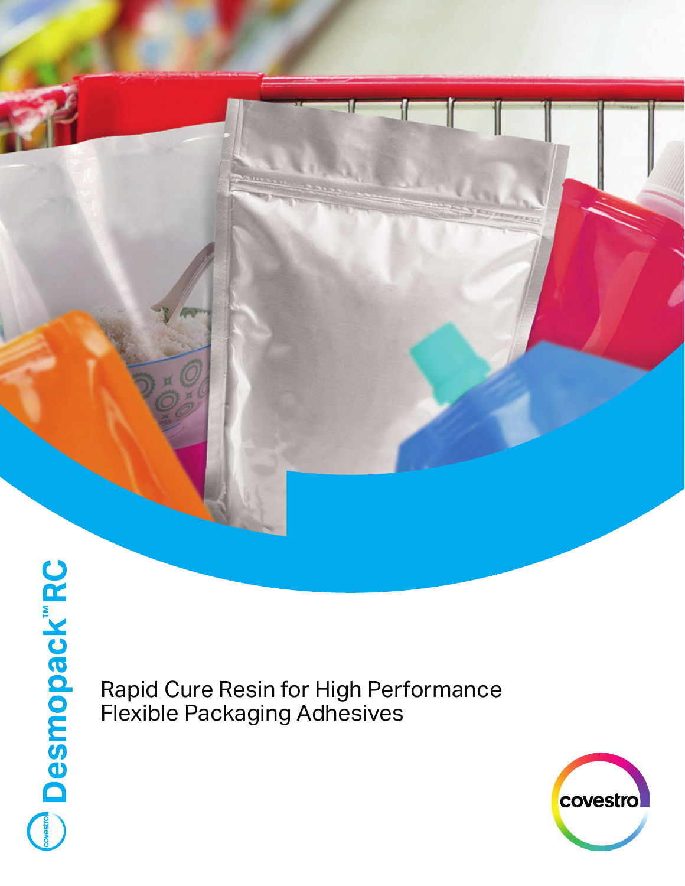# Desmopack™ RC

Rapid Cure Resin for High Performance Flexible Packaging Adhesives

covestro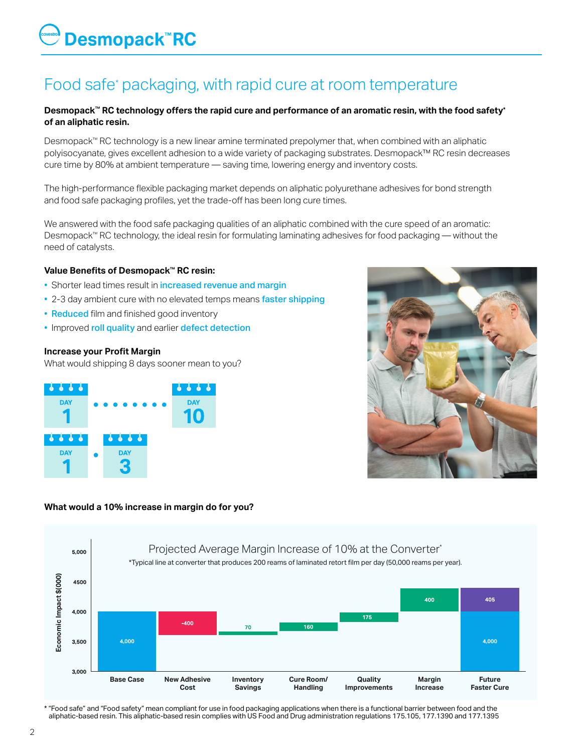# Desmopack™ RC

## Food safe* packaging, with rapid cure at room temperature

**Desmopack™ RC technology offers the rapid cure and performance of an aromatic resin, with the food safety* of an aliphatic resin.**

Desmopack™ RC technology is a new linear amine terminated prepolymer that, when combined with an aliphatic polyisocyanate, gives excellent adhesion to a wide variety of packaging substrates. Desmopack™ RC resin decreases cure time by 80% at ambient temperature — saving time, lowering energy and inventory costs.

The high-performance flexible packaging market depends on aliphatic polyurethane adhesives for bond strength and food safe packaging profiles, yet the trade-off has been long cure times.

We answered with the food safe packaging qualities of an aliphatic combined with the cure speed of an aromatic: Desmopack™ RC technology, the ideal resin for formulating laminating adhesives for food packaging — without the need of catalysts.

### Value Benefits of Desmopack™ RC resin:

- Shorter lead times result in **increased revenue and margin**
- 2-3 day ambient cure with no elevated temps means **faster shipping**
- **Reduced** film and finished good inventory
- Improved **roll quality** and earlier **defect detection**

### Increase your Profit Margin

What would shipping 8 days sooner mean to you?

DAY 1 ........ DAY 10

DAY 1 . DAY 3

### What would a 10% increase in margin do for you?

**Projected Average Margin Increase of 10% at the Converter***

*Typical line at converter that produces 200 reams of laminated retort film per day (50,000 reams per year).

| | Economic Impact $(000) |
|---|---|
| Base Case | 4,000 |
| New Adhesive Cost | -400 |
| Inventory Savings | 70 |
| Cure Room/ Handling | 160 |
| Quality Improvements | 175 |
| Margin Increase | 400 |
| Future Faster Cure | 4,000 + 405 |

* "Food safe" and "Food safety" mean compliant for use in food packaging applications when there is a functional barrier between food and the aliphatic-based resin. This aliphatic-based resin complies with US Food and Drug administration regulations 175.105, 177.1390 and 177.1395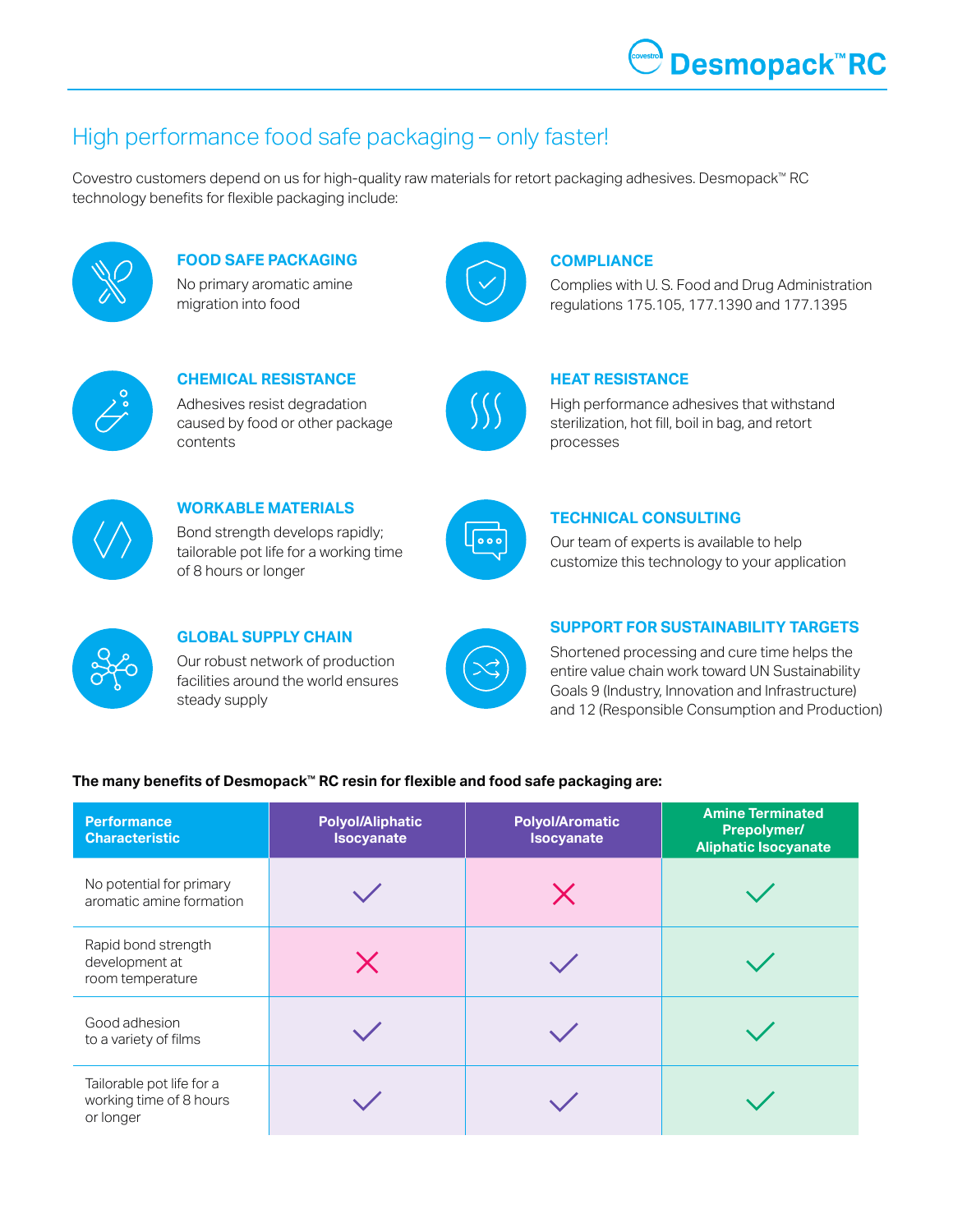# High performance food safe packaging – only faster!

Covestro customers depend on us for high-quality raw materials for retort packaging adhesives. Desmopack™ RC technology benefits for flexible packaging include:

### FOOD SAFE PACKAGING

No primary aromatic amine migration into food

### COMPLIANCE

Complies with U. S. Food and Drug Administration regulations 175.105, 177.1390 and 177.1395

### CHEMICAL RESISTANCE

Adhesives resist degradation caused by food or other package contents

### HEAT RESISTANCE

High performance adhesives that withstand sterilization, hot fill, boil in bag, and retort processes

### WORKABLE MATERIALS

Bond strength develops rapidly; tailorable pot life for a working time of 8 hours or longer

### TECHNICAL CONSULTING

Our team of experts is available to help customize this technology to your application

### GLOBAL SUPPLY CHAIN

Our robust network of production facilities around the world ensures steady supply

### SUPPORT FOR SUSTAINABILITY TARGETS

Shortened processing and cure time helps the entire value chain work toward UN Sustainability Goals 9 (Industry, Innovation and Infrastructure) and 12 (Responsible Consumption and Production)

**The many benefits of Desmopack™ RC resin for flexible and food safe packaging are:**

| Performance Characteristic | Polyol/Aliphatic Isocyanate | Polyol/Aromatic Isocyanate | Amine Terminated Prepolymer/ Aliphatic Isocyanate |
|---|---|---|---|
| No potential for primary aromatic amine formation | ✓ | ✗ | ✓ |
| Rapid bond strength development at room temperature | ✗ | ✓ | ✓ |
| Good adhesion to a variety of films | ✓ | ✓ | ✓ |
| Tailorable pot life for a working time of 8 hours or longer | ✓ | ✓ | ✓ |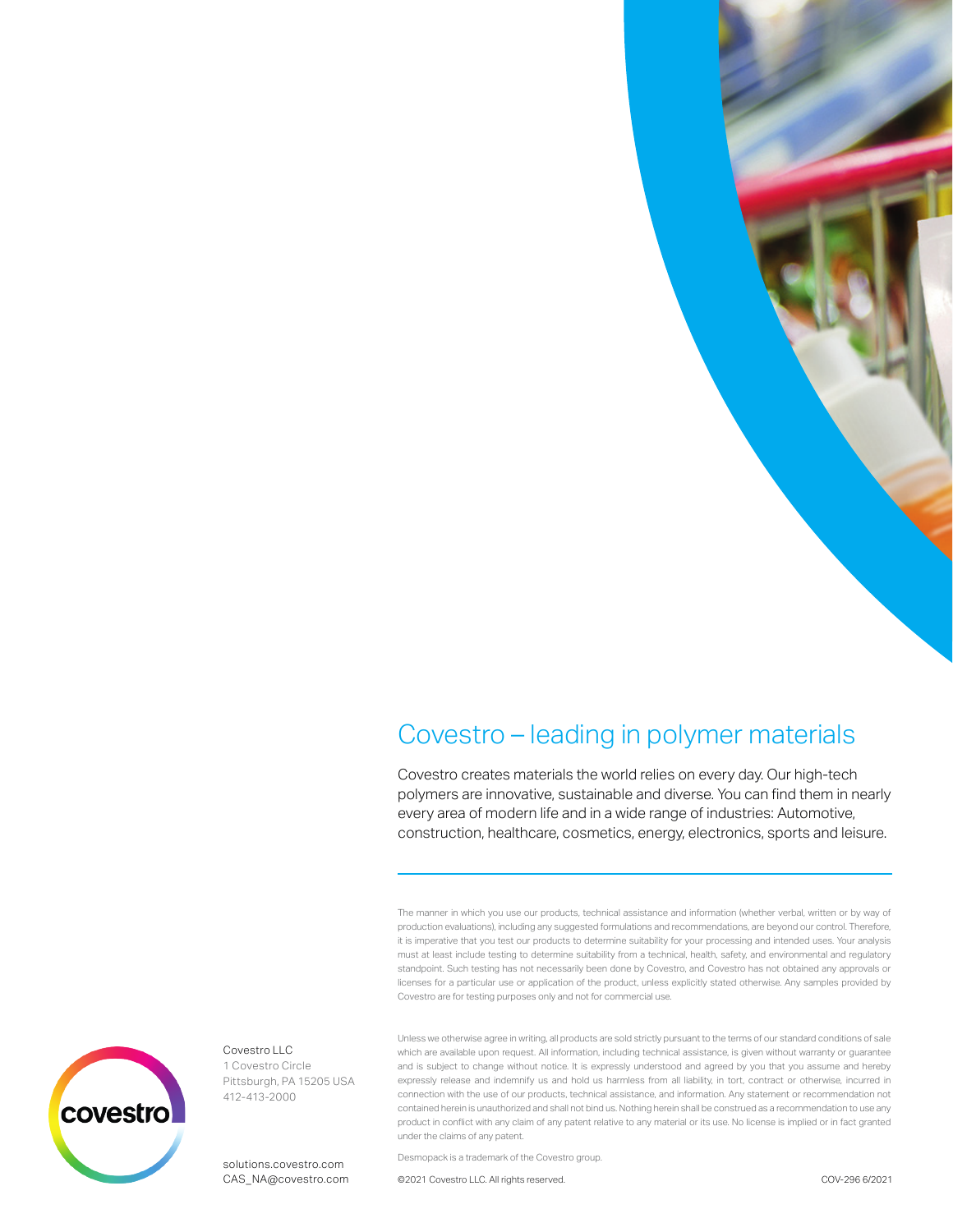# Covestro – leading in polymer materials

Covestro creates materials the world relies on every day. Our high-tech polymers are innovative, sustainable and diverse. You can find them in nearly every area of modern life and in a wide range of industries: Automotive, construction, healthcare, cosmetics, energy, electronics, sports and leisure.

The manner in which you use our products, technical assistance and information (whether verbal, written or by way of production evaluations), including any suggested formulations and recommendations, are beyond our control. Therefore, it is imperative that you test our products to determine suitability for your processing and intended uses. Your analysis must at least include testing to determine suitability from a technical, health, safety, and environmental and regulatory standpoint. Such testing has not necessarily been done by Covestro, and Covestro has not obtained any approvals or licenses for a particular use or application of the product, unless explicitly stated otherwise. Any samples provided by Covestro are for testing purposes only and not for commercial use.

Unless we otherwise agree in writing, all products are sold strictly pursuant to the terms of our standard conditions of sale which are available upon request. All information, including technical assistance, is given without warranty or guarantee and is subject to change without notice. It is expressly understood and agreed by you that you assume and hereby expressly release and indemnify us and hold us harmless from all liability, in tort, contract or otherwise, incurred in connection with the use of our products, technical assistance, and information. Any statement or recommendation not contained herein is unauthorized and shall not bind us. Nothing herein shall be construed as a recommendation to use any product in conflict with any claim of any patent relative to any material or its use. No license is implied or in fact granted under the claims of any patent.

Desmopack is a trademark of the Covestro group.

Covestro LLC
1 Covestro Circle
Pittsburgh, PA 15205 USA
412-413-2000

solutions.covestro.com
CAS_NA@covestro.com

©2021 Covestro LLC. All rights reserved.

COV-296 6/2021